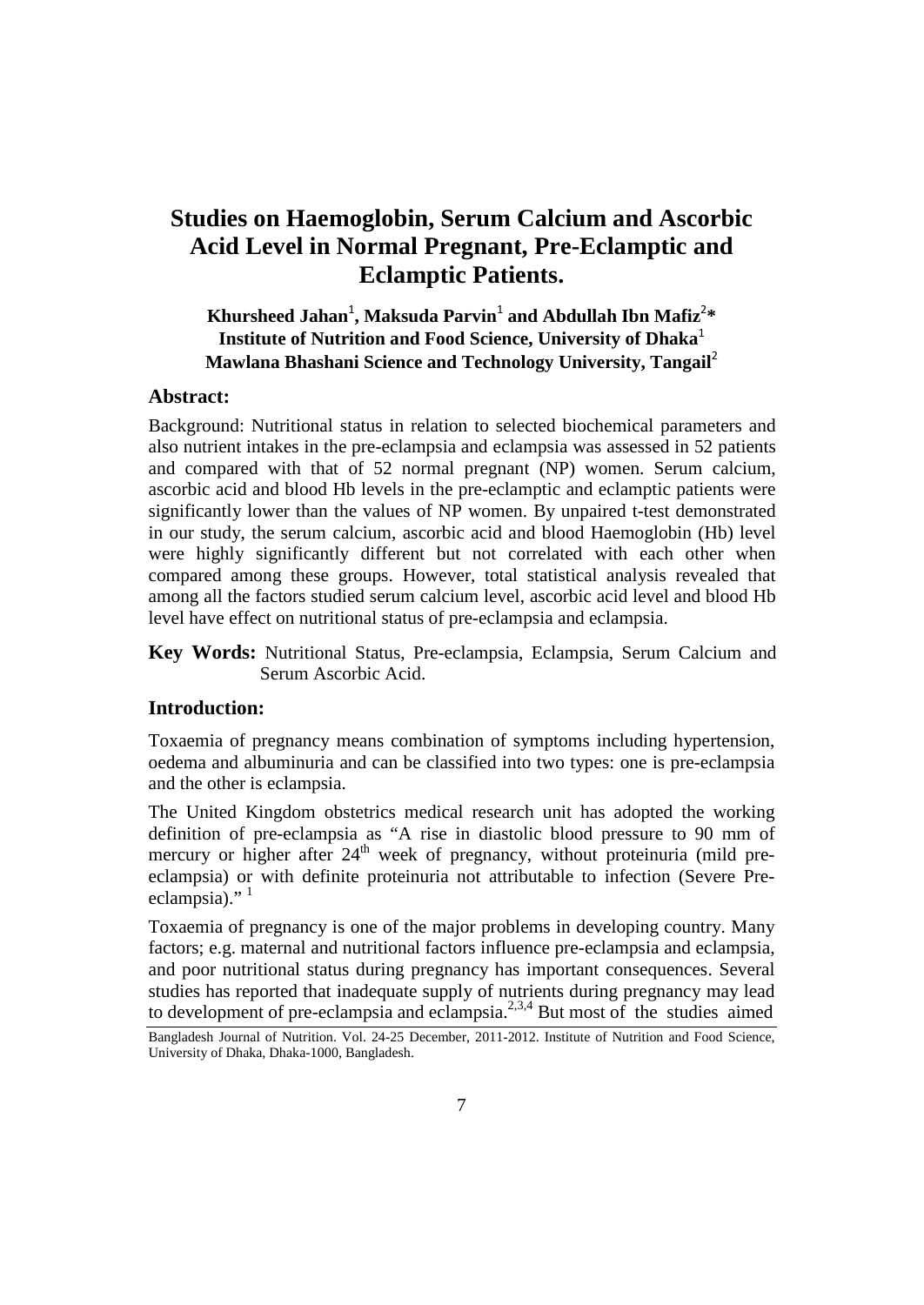# Studies on Haemoglobin, Serum Calcium and Ascorbic Acid Level in Normal Pregnant, Pre-Eclamptic and Eclamptic Patients.

**Khursheed Jahan[1], Maksuda Parvin[1] and Abdullah Ibn Mafiz[2]\***
**Institute of Nutrition and Food Science, University of Dhaka[1]**
**Mawlana Bhashani Science and Technology University, Tangail[2]**

## Abstract:

Background: Nutritional status in relation to selected biochemical parameters and also nutrient intakes in the pre-eclampsia and eclampsia was assessed in 52 patients and compared with that of 52 normal pregnant (NP) women. Serum calcium, ascorbic acid and blood Hb levels in the pre-eclamptic and eclamptic patients were significantly lower than the values of NP women. By unpaired t-test demonstrated in our study, the serum calcium, ascorbic acid and blood Haemoglobin (Hb) level were highly significantly different but not correlated with each other when compared among these groups. However, total statistical analysis revealed that among all the factors studied serum calcium level, ascorbic acid level and blood Hb level have effect on nutritional status of pre-eclampsia and eclampsia.

**Key Words:** Nutritional Status, Pre-eclampsia, Eclampsia, Serum Calcium and Serum Ascorbic Acid.

## Introduction:

Toxaemia of pregnancy means combination of symptoms including hypertension, oedema and albuminuria and can be classified into two types: one is pre-eclampsia and the other is eclampsia.

The United Kingdom obstetrics medical research unit has adopted the working definition of pre-eclampsia as "A rise in diastolic blood pressure to 90 mm of mercury or higher after 24$^{th}$ week of pregnancy, without proteinuria (mild pre-eclampsia) or with definite proteinuria not attributable to infection (Severe Pre-eclampsia)." [1]

Toxaemia of pregnancy is one of the major problems in developing country. Many factors; e.g. maternal and nutritional factors influence pre-eclampsia and eclampsia, and poor nutritional status during pregnancy has important consequences. Several studies has reported that inadequate supply of nutrients during pregnancy may lead to development of pre-eclampsia and eclampsia.[2,3,4] But most of the studies aimed

Bangladesh Journal of Nutrition. Vol. 24-25 December, 2011-2012. Institute of Nutrition and Food Science, University of Dhaka, Dhaka-1000, Bangladesh.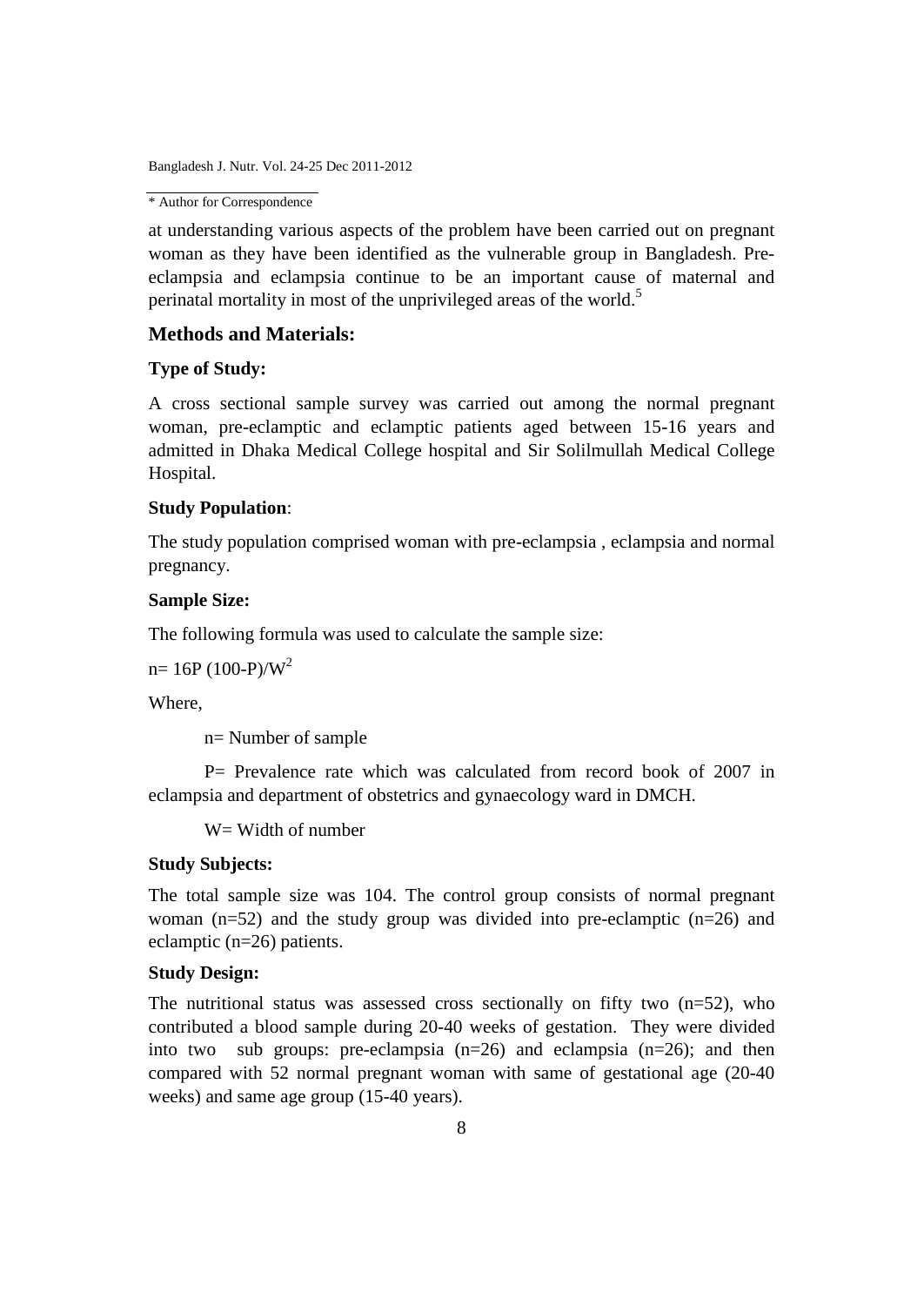\* Author for Correspondence

at understanding various aspects of the problem have been carried out on pregnant woman as they have been identified as the vulnerable group in Bangladesh. Pre-eclampsia and eclampsia continue to be an important cause of maternal and perinatal mortality in most of the unprivileged areas of the world.[5]

## Methods and Materials:

### Type of Study:

A cross sectional sample survey was carried out among the normal pregnant woman, pre-eclamptic and eclamptic patients aged between 15-16 years and admitted in Dhaka Medical College hospital and Sir Solilmullah Medical College Hospital.

### Study Population:

The study population comprised woman with pre-eclampsia , eclampsia and normal pregnancy.

### Sample Size:

The following formula was used to calculate the sample size:

$n = 16P\,(100-P)/W^2$

Where,

n= Number of sample

P= Prevalence rate which was calculated from record book of 2007 in eclampsia and department of obstetrics and gynaecology ward in DMCH.

W= Width of number

### Study Subjects:

The total sample size was 104. The control group consists of normal pregnant woman (n=52) and the study group was divided into pre-eclamptic (n=26) and eclamptic (n=26) patients.

### Study Design:

The nutritional status was assessed cross sectionally on fifty two (n=52), who contributed a blood sample during 20-40 weeks of gestation. They were divided into two sub groups: pre-eclampsia (n=26) and eclampsia (n=26); and then compared with 52 normal pregnant woman with same of gestational age (20-40 weeks) and same age group (15-40 years).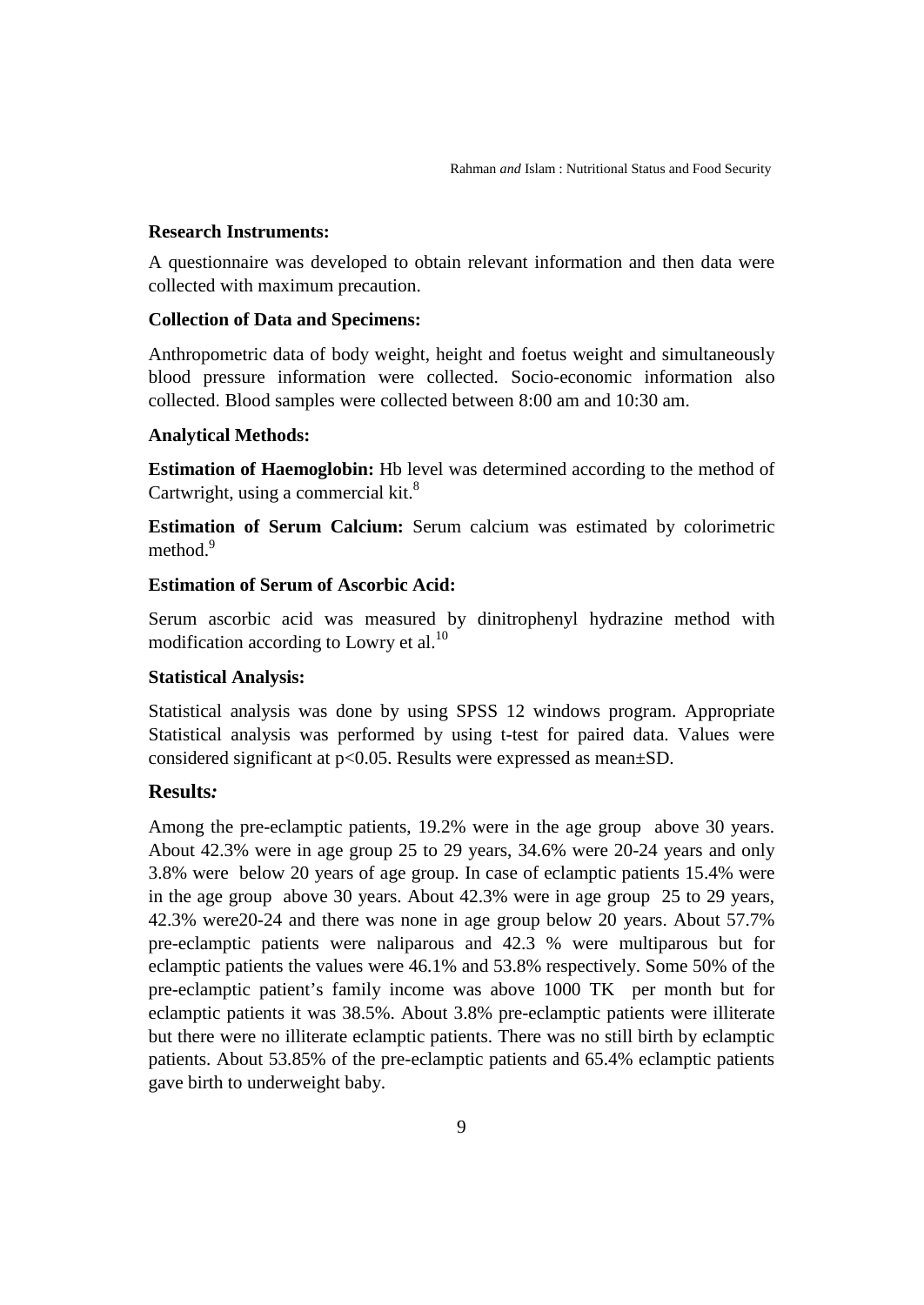### Research Instruments:

A questionnaire was developed to obtain relevant information and then data were collected with maximum precaution.

### Collection of Data and Specimens:

Anthropometric data of body weight, height and foetus weight and simultaneously blood pressure information were collected. Socio-economic information also collected. Blood samples were collected between 8:00 am and 10:30 am.

### Analytical Methods:

**Estimation of Haemoglobin:** Hb level was determined according to the method of Cartwright, using a commercial kit.[8]

**Estimation of Serum Calcium:** Serum calcium was estimated by colorimetric method.[9]

### Estimation of Serum of Ascorbic Acid:

Serum ascorbic acid was measured by dinitrophenyl hydrazine method with modification according to Lowry et al.[10]

### Statistical Analysis:

Statistical analysis was done by using SPSS 12 windows program. Appropriate Statistical analysis was performed by using t-test for paired data. Values were considered significant at $p<0.05$. Results were expressed as mean±SD.

## Results*:*

Among the pre-eclamptic patients, 19.2% were in the age group above 30 years. About 42.3% were in age group 25 to 29 years, 34.6% were 20-24 years and only 3.8% were below 20 years of age group. In case of eclamptic patients 15.4% were in the age group above 30 years. About 42.3% were in age group 25 to 29 years, 42.3% were20-24 and there was none in age group below 20 years. About 57.7% pre-eclamptic patients were naliparous and 42.3 % were multiparous but for eclamptic patients the values were 46.1% and 53.8% respectively. Some 50% of the pre-eclamptic patient's family income was above 1000 TK per month but for eclamptic patients it was 38.5%. About 3.8% pre-eclamptic patients were illiterate but there were no illiterate eclamptic patients. There was no still birth by eclamptic patients. About 53.85% of the pre-eclamptic patients and 65.4% eclamptic patients gave birth to underweight baby.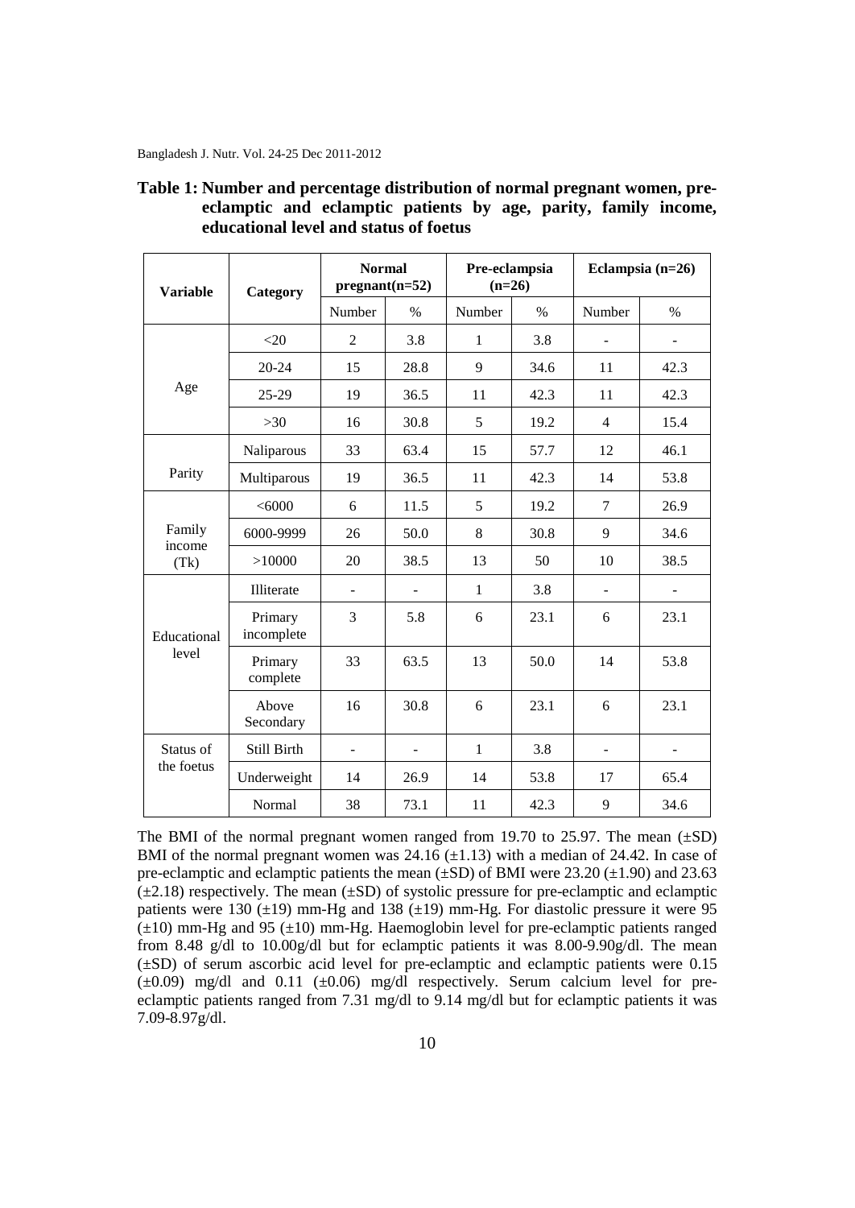**Table 1: Number and percentage distribution of normal pregnant women, pre-eclamptic and eclamptic patients by age, parity, family income, educational level and status of foetus**

| Variable | Category | Normal pregnant(n=52) | | Pre-eclampsia (n=26) | | Eclampsia (n=26) | |
|---|---|---|---|---|---|---|---|
| | | Number | % | Number | % | Number | % |
| Age | <20 | 2 | 3.8 | 1 | 3.8 | - | - |
| | 20-24 | 15 | 28.8 | 9 | 34.6 | 11 | 42.3 |
| | 25-29 | 19 | 36.5 | 11 | 42.3 | 11 | 42.3 |
| | >30 | 16 | 30.8 | 5 | 19.2 | 4 | 15.4 |
| Parity | Naliparous | 33 | 63.4 | 15 | 57.7 | 12 | 46.1 |
| | Multiparous | 19 | 36.5 | 11 | 42.3 | 14 | 53.8 |
| Family income (Tk) | <6000 | 6 | 11.5 | 5 | 19.2 | 7 | 26.9 |
| | 6000-9999 | 26 | 50.0 | 8 | 30.8 | 9 | 34.6 |
| | >10000 | 20 | 38.5 | 13 | 50 | 10 | 38.5 |
| Educational level | Illiterate | - | - | 1 | 3.8 | - | - |
| | Primary incomplete | 3 | 5.8 | 6 | 23.1 | 6 | 23.1 |
| | Primary complete | 33 | 63.5 | 13 | 50.0 | 14 | 53.8 |
| | Above Secondary | 16 | 30.8 | 6 | 23.1 | 6 | 23.1 |
| Status of the foetus | Still Birth | - | - | 1 | 3.8 | - | - |
| | Underweight | 14 | 26.9 | 14 | 53.8 | 17 | 65.4 |
| | Normal | 38 | 73.1 | 11 | 42.3 | 9 | 34.6 |

The BMI of the normal pregnant women ranged from 19.70 to 25.97. The mean (±SD) BMI of the normal pregnant women was 24.16 (±1.13) with a median of 24.42. In case of pre-eclamptic and eclamptic patients the mean (±SD) of BMI were 23.20 (±1.90) and 23.63 (±2.18) respectively. The mean (±SD) of systolic pressure for pre-eclamptic and eclamptic patients were 130 (±19) mm-Hg and 138 (±19) mm-Hg. For diastolic pressure it were 95 (±10) mm-Hg and 95 (±10) mm-Hg. Haemoglobin level for pre-eclamptic patients ranged from 8.48 g/dl to 10.00g/dl but for eclamptic patients it was 8.00-9.90g/dl. The mean (±SD) of serum ascorbic acid level for pre-eclamptic and eclamptic patients were 0.15 (±0.09) mg/dl and 0.11 (±0.06) mg/dl respectively. Serum calcium level for pre-eclamptic patients ranged from 7.31 mg/dl to 9.14 mg/dl but for eclamptic patients it was 7.09-8.97g/dl.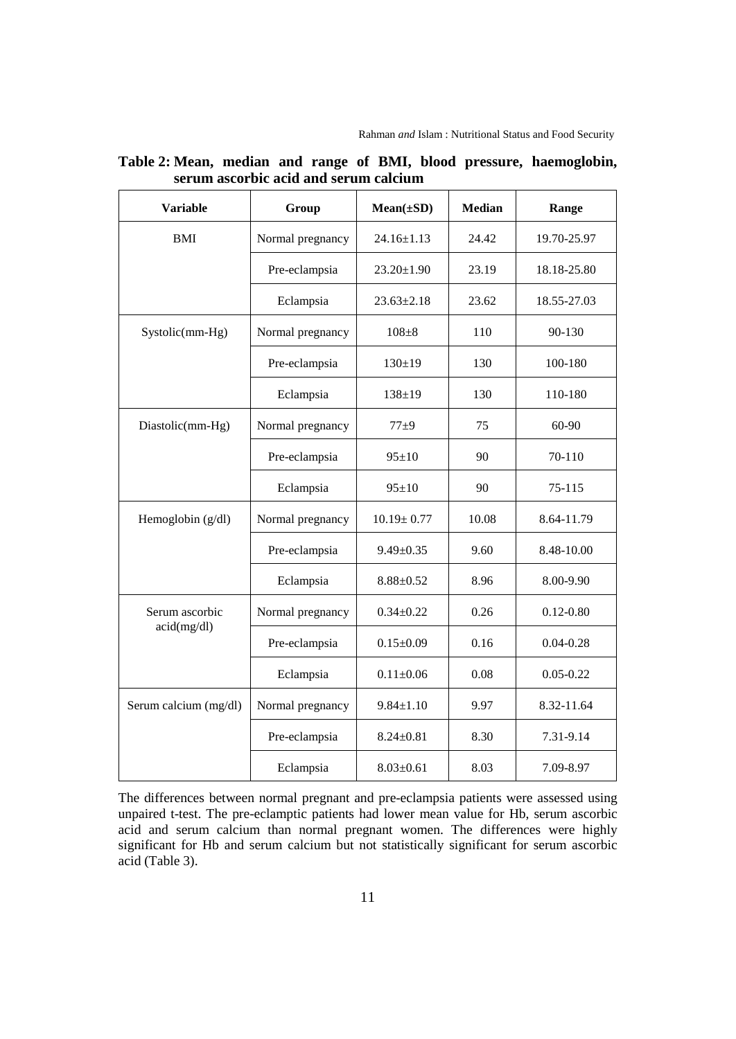**Table 2: Mean, median and range of BMI, blood pressure, haemoglobin, serum ascorbic acid and serum calcium**

| Variable | Group | Mean(±SD) | Median | Range |
|---|---|---|---|---|
| BMI | Normal pregnancy | 24.16±1.13 | 24.42 | 19.70-25.97 |
| | Pre-eclampsia | 23.20±1.90 | 23.19 | 18.18-25.80 |
| | Eclampsia | 23.63±2.18 | 23.62 | 18.55-27.03 |
| Systolic(mm-Hg) | Normal pregnancy | 108±8 | 110 | 90-130 |
| | Pre-eclampsia | 130±19 | 130 | 100-180 |
| | Eclampsia | 138±19 | 130 | 110-180 |
| Diastolic(mm-Hg) | Normal pregnancy | 77±9 | 75 | 60-90 |
| | Pre-eclampsia | 95±10 | 90 | 70-110 |
| | Eclampsia | 95±10 | 90 | 75-115 |
| Hemoglobin (g/dl) | Normal pregnancy | 10.19± 0.77 | 10.08 | 8.64-11.79 |
| | Pre-eclampsia | 9.49±0.35 | 9.60 | 8.48-10.00 |
| | Eclampsia | 8.88±0.52 | 8.96 | 8.00-9.90 |
| Serum ascorbic acid(mg/dl) | Normal pregnancy | 0.34±0.22 | 0.26 | 0.12-0.80 |
| | Pre-eclampsia | 0.15±0.09 | 0.16 | 0.04-0.28 |
| | Eclampsia | 0.11±0.06 | 0.08 | 0.05-0.22 |
| Serum calcium (mg/dl) | Normal pregnancy | 9.84±1.10 | 9.97 | 8.32-11.64 |
| | Pre-eclampsia | 8.24±0.81 | 8.30 | 7.31-9.14 |
| | Eclampsia | 8.03±0.61 | 8.03 | 7.09-8.97 |

The differences between normal pregnant and pre-eclampsia patients were assessed using unpaired t-test. The pre-eclamptic patients had lower mean value for Hb, serum ascorbic acid and serum calcium than normal pregnant women. The differences were highly significant for Hb and serum calcium but not statistically significant for serum ascorbic acid (Table 3).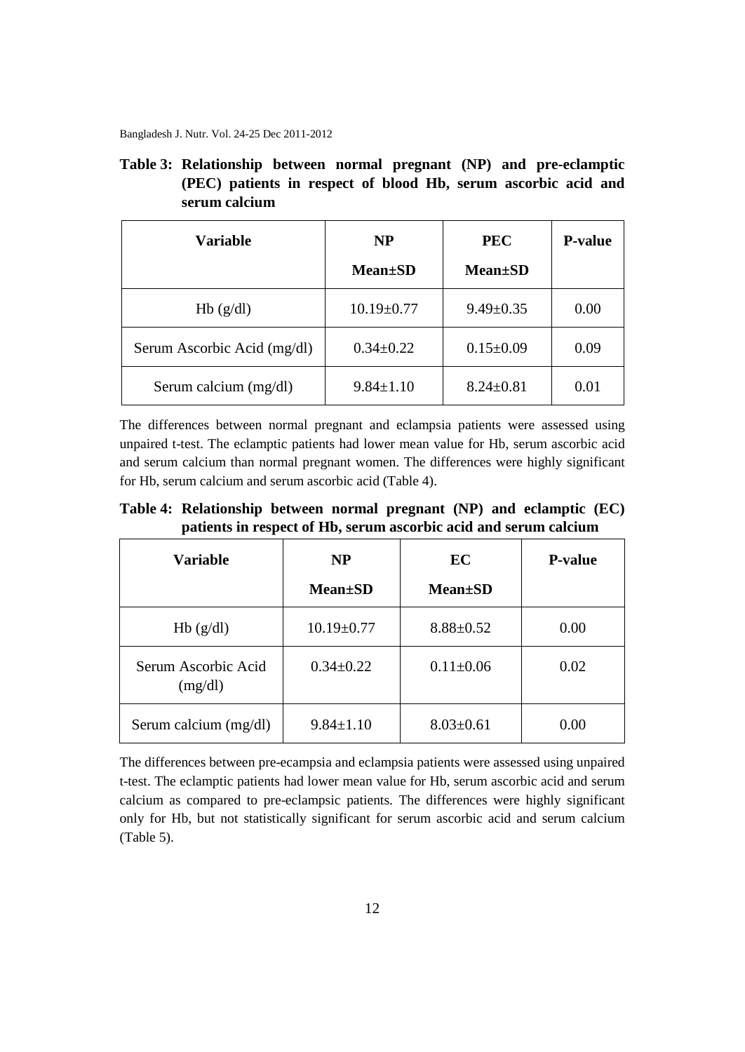**Table 3: Relationship between normal pregnant (NP) and pre-eclamptic (PEC) patients in respect of blood Hb, serum ascorbic acid and serum calcium**

| Variable | NP Mean±SD | PEC Mean±SD | P-value |
|---|---|---|---|
| Hb (g/dl) | 10.19±0.77 | 9.49±0.35 | 0.00 |
| Serum Ascorbic Acid (mg/dl) | 0.34±0.22 | 0.15±0.09 | 0.09 |
| Serum calcium (mg/dl) | 9.84±1.10 | 8.24±0.81 | 0.01 |

The differences between normal pregnant and eclampsia patients were assessed using unpaired t-test. The eclamptic patients had lower mean value for Hb, serum ascorbic acid and serum calcium than normal pregnant women. The differences were highly significant for Hb, serum calcium and serum ascorbic acid (Table 4).

**Table 4: Relationship between normal pregnant (NP) and eclamptic (EC) patients in respect of Hb, serum ascorbic acid and serum calcium**

| Variable | NP Mean±SD | EC Mean±SD | P-value |
|---|---|---|---|
| Hb (g/dl) | 10.19±0.77 | 8.88±0.52 | 0.00 |
| Serum Ascorbic Acid (mg/dl) | 0.34±0.22 | 0.11±0.06 | 0.02 |
| Serum calcium (mg/dl) | 9.84±1.10 | 8.03±0.61 | 0.00 |

The differences between pre-ecampsia and eclampsia patients were assessed using unpaired t-test. The eclamptic patients had lower mean value for Hb, serum ascorbic acid and serum calcium as compared to pre-eclampsic patients. The differences were highly significant only for Hb, but not statistically significant for serum ascorbic acid and serum calcium (Table 5).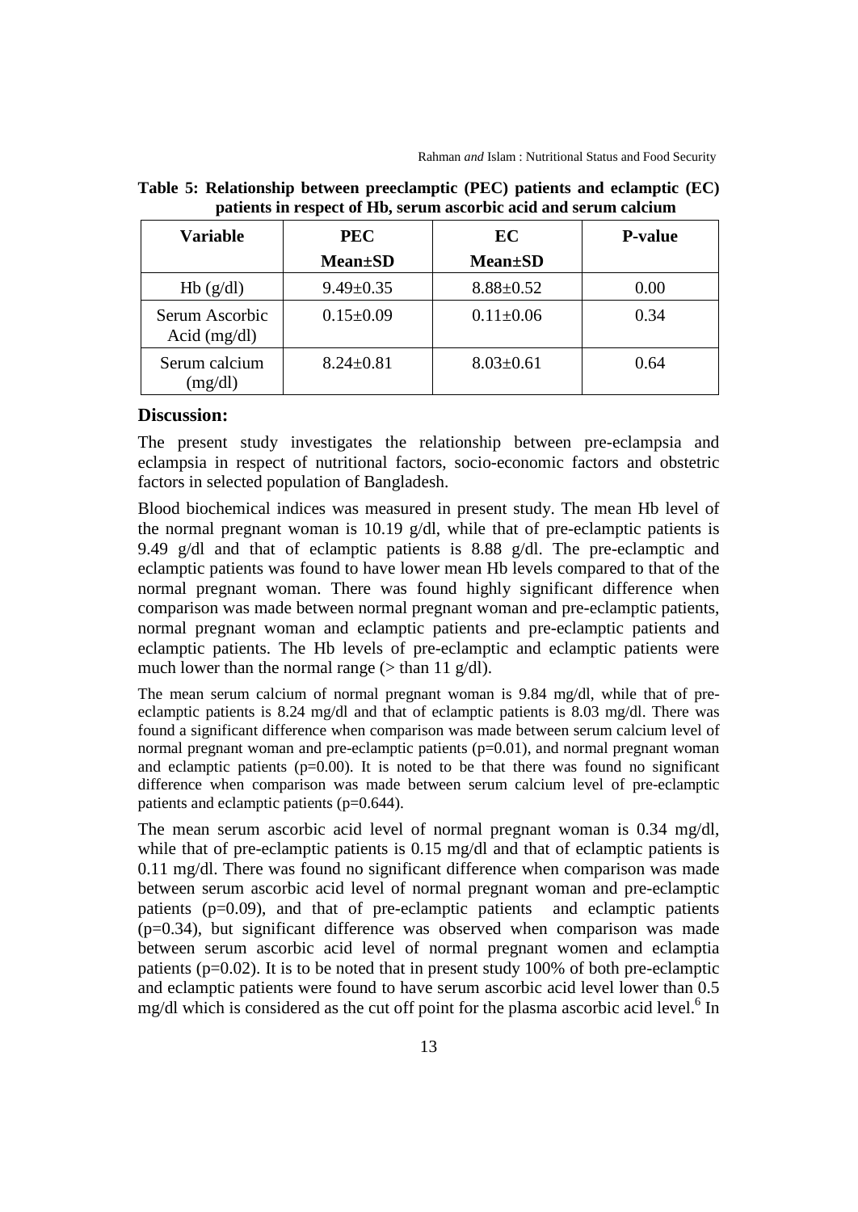**Table 5: Relationship between preeclamptic (PEC) patients and eclamptic (EC) patients in respect of Hb, serum ascorbic acid and serum calcium**

| Variable | PEC Mean±SD | EC Mean±SD | P-value |
|---|---|---|---|
| Hb (g/dl) | 9.49±0.35 | 8.88±0.52 | 0.00 |
| Serum Ascorbic Acid (mg/dl) | 0.15±0.09 | 0.11±0.06 | 0.34 |
| Serum calcium (mg/dl) | 8.24±0.81 | 8.03±0.61 | 0.64 |

## Discussion:

The present study investigates the relationship between pre-eclampsia and eclampsia in respect of nutritional factors, socio-economic factors and obstetric factors in selected population of Bangladesh.

Blood biochemical indices was measured in present study. The mean Hb level of the normal pregnant woman is 10.19 g/dl, while that of pre-eclamptic patients is 9.49 g/dl and that of eclamptic patients is 8.88 g/dl. The pre-eclamptic and eclamptic patients was found to have lower mean Hb levels compared to that of the normal pregnant woman. There was found highly significant difference when comparison was made between normal pregnant woman and pre-eclamptic patients, normal pregnant woman and eclamptic patients and pre-eclamptic patients and eclamptic patients. The Hb levels of pre-eclamptic and eclamptic patients were much lower than the normal range (> than 11 g/dl).

The mean serum calcium of normal pregnant woman is 9.84 mg/dl, while that of pre-eclamptic patients is 8.24 mg/dl and that of eclamptic patients is 8.03 mg/dl. There was found a significant difference when comparison was made between serum calcium level of normal pregnant woman and pre-eclamptic patients ($p=0.01$), and normal pregnant woman and eclamptic patients ($p=0.00$). It is noted to be that there was found no significant difference when comparison was made between serum calcium level of pre-eclamptic patients and eclamptic patients ($p=0.644$).

The mean serum ascorbic acid level of normal pregnant woman is 0.34 mg/dl, while that of pre-eclamptic patients is 0.15 mg/dl and that of eclamptic patients is 0.11 mg/dl. There was found no significant difference when comparison was made between serum ascorbic acid level of normal pregnant woman and pre-eclamptic patients ($p=0.09$), and that of pre-eclamptic patients and eclamptic patients ($p=0.34$), but significant difference was observed when comparison was made between serum ascorbic acid level of normal pregnant women and eclamptia patients ($p=0.02$). It is to be noted that in present study 100% of both pre-eclamptic and eclamptic patients were found to have serum ascorbic acid level lower than 0.5 mg/dl which is considered as the cut off point for the plasma ascorbic acid level.[6] In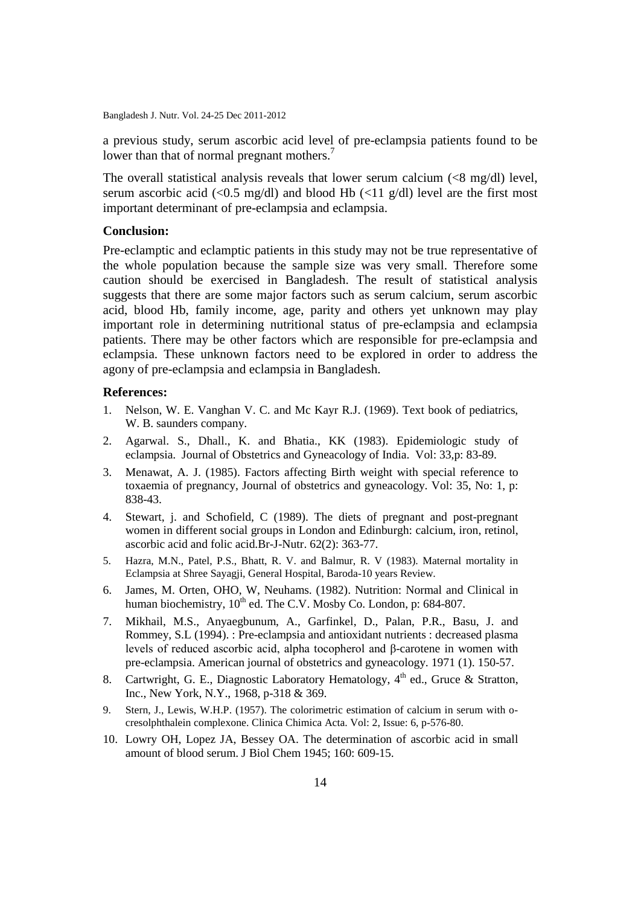a previous study, serum ascorbic acid level of pre-eclampsia patients found to be lower than that of normal pregnant mothers.[7]

The overall statistical analysis reveals that lower serum calcium (<8 mg/dl) level, serum ascorbic acid (<0.5 mg/dl) and blood Hb (<11 g/dl) level are the first most important determinant of pre-eclampsia and eclampsia.

### Conclusion:

Pre-eclamptic and eclamptic patients in this study may not be true representative of the whole population because the sample size was very small. Therefore some caution should be exercised in Bangladesh. The result of statistical analysis suggests that there are some major factors such as serum calcium, serum ascorbic acid, blood Hb, family income, age, parity and others yet unknown may play important role in determining nutritional status of pre-eclampsia and eclampsia patients. There may be other factors which are responsible for pre-eclampsia and eclampsia. These unknown factors need to be explored in order to address the agony of pre-eclampsia and eclampsia in Bangladesh.

### References:

1. Nelson, W. E. Vanghan V. C. and Mc Kayr R.J. (1969). Text book of pediatrics, W. B. saunders company.
2. Agarwal. S., Dhall., K. and Bhatia., KK (1983). Epidemiologic study of eclampsia. Journal of Obstetrics and Gyneacology of India. Vol: 33,p: 83-89.
3. Menawat, A. J. (1985). Factors affecting Birth weight with special reference to toxaemia of pregnancy, Journal of obstetrics and gyneacology. Vol: 35, No: 1, p: 838-43.
4. Stewart, j. and Schofield, C (1989). The diets of pregnant and post-pregnant women in different social groups in London and Edinburgh: calcium, iron, retinol, ascorbic acid and folic acid.Br-J-Nutr. 62(2): 363-77.
5. Hazra, M.N., Patel, P.S., Bhatt, R. V. and Balmur, R. V (1983). Maternal mortality in Eclampsia at Shree Sayagji, General Hospital, Baroda-10 years Review.
6. James, M. Orten, OHO, W, Neuhams. (1982). Nutrition: Normal and Clinical in human biochemistry, 10th ed. The C.V. Mosby Co. London, p: 684-807.
7. Mikhail, M.S., Anyaegbunum, A., Garfinkel, D., Palan, P.R., Basu, J. and Rommey, S.L (1994). : Pre-eclampsia and antioxidant nutrients : decreased plasma levels of reduced ascorbic acid, alpha tocopherol and β-carotene in women with pre-eclampsia. American journal of obstetrics and gyneacology. 1971 (1). 150-57.
8. Cartwright, G. E., Diagnostic Laboratory Hematology, 4th ed., Gruce & Stratton, Inc., New York, N.Y., 1968, p-318 & 369.
9. Stern, J., Lewis, W.H.P. (1957). The colorimetric estimation of calcium in serum with o-cresolphthalein complexone. Clinica Chimica Acta. Vol: 2, Issue: 6, p-576-80.
10. Lowry OH, Lopez JA, Bessey OA. The determination of ascorbic acid in small amount of blood serum. J Biol Chem 1945; 160: 609-15.